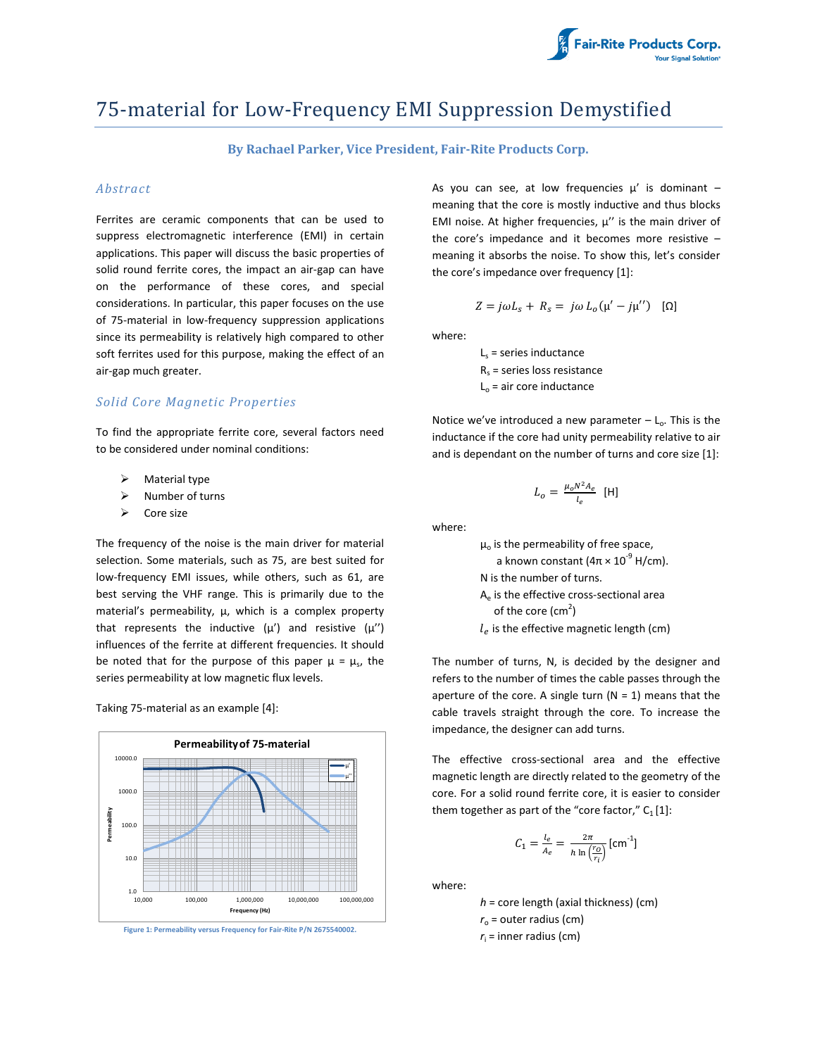# 75-material for Low-Frequency EMI Suppression Demystified

**By Rachael Parker, Vice President, Fair-Rite Products Corp.**

## *Abstract*

Ferrites are ceramic components that can be used to suppress electromagnetic interference (EMI) in certain applications. This paper will discuss the basic properties of solid round ferrite cores, the impact an air-gap can have on the performance of these cores, and special considerations. In particular, this paper focuses on the use of 75-material in low-frequency suppression applications since its permeability is relatively high compared to other soft ferrites used for this purpose, making the effect of an air-gap much greater.

## *Solid Core Magnetic Properties*

To find the appropriate ferrite core, several factors need to be considered under nominal conditions:

- Material type
- Number of turns
- Core size

The frequency of the noise is the main driver for material selection. Some materials, such as 75, are best suited for low-frequency EMI issues, while others, such as 61, are best serving the VHF range. This is primarily due to the material's permeability, μ, which is a complex property that represents the inductive (μ') and resistive (μ'') influences of the ferrite at different frequencies. It should be noted that for the purpose of this paper $\mu = \mu_s$, the series permeability at low magnetic flux levels.

Taking 75-material as an example [4]:

Figure 1: Permeability versus Frequency for Fair-Rite P/N 2675540002.

As you can see, at low frequencies μ' is dominant – meaning that the core is mostly inductive and thus blocks EMI noise. At higher frequencies, μ'' is the main driver of the core's impedance and it becomes more resistive – meaning it absorbs the noise. To show this, let's consider the core's impedance over frequency [1]:

$$Z = j\omega L_s + R_s = j\omega L_o(\mu' - j\mu'') \quad [\Omega]$$

where:

$L_s$ = series inductance
$R_s$ = series loss resistance
$L_o$ = air core inductance

Notice we've introduced a new parameter – $L_o$. This is the inductance if the core had unity permeability relative to air and is dependant on the number of turns and core size [1]:

$$L_o = \frac{\mu_o N^2 A_e}{l_e} \quad [\text{H}]$$

where:

$\mu_o$ is the permeability of free space, a known constant ($4\pi \times 10^{-9}$ H/cm).
N is the number of turns.
$A_e$ is the effective cross-sectional area of the core ($\text{cm}^2$)
$l_e$ is the effective magnetic length (cm)

The number of turns, N, is decided by the designer and refers to the number of times the cable passes through the aperture of the core. A single turn (N = 1) means that the cable travels straight through the core. To increase the impedance, the designer can add turns.

The effective cross-sectional area and the effective magnetic length are directly related to the geometry of the core. For a solid round ferrite core, it is easier to consider them together as part of the "core factor," $C_1$ [1]:

$$C_1 = \frac{l_e}{A_e} = \frac{2\pi}{h \ln\left(\frac{r_o}{r_i}\right)} \, [\text{cm}^{-1}]$$

where:

$h$ = core length (axial thickness) (cm)
$r_o$ = outer radius (cm)
$r_i$ = inner radius (cm)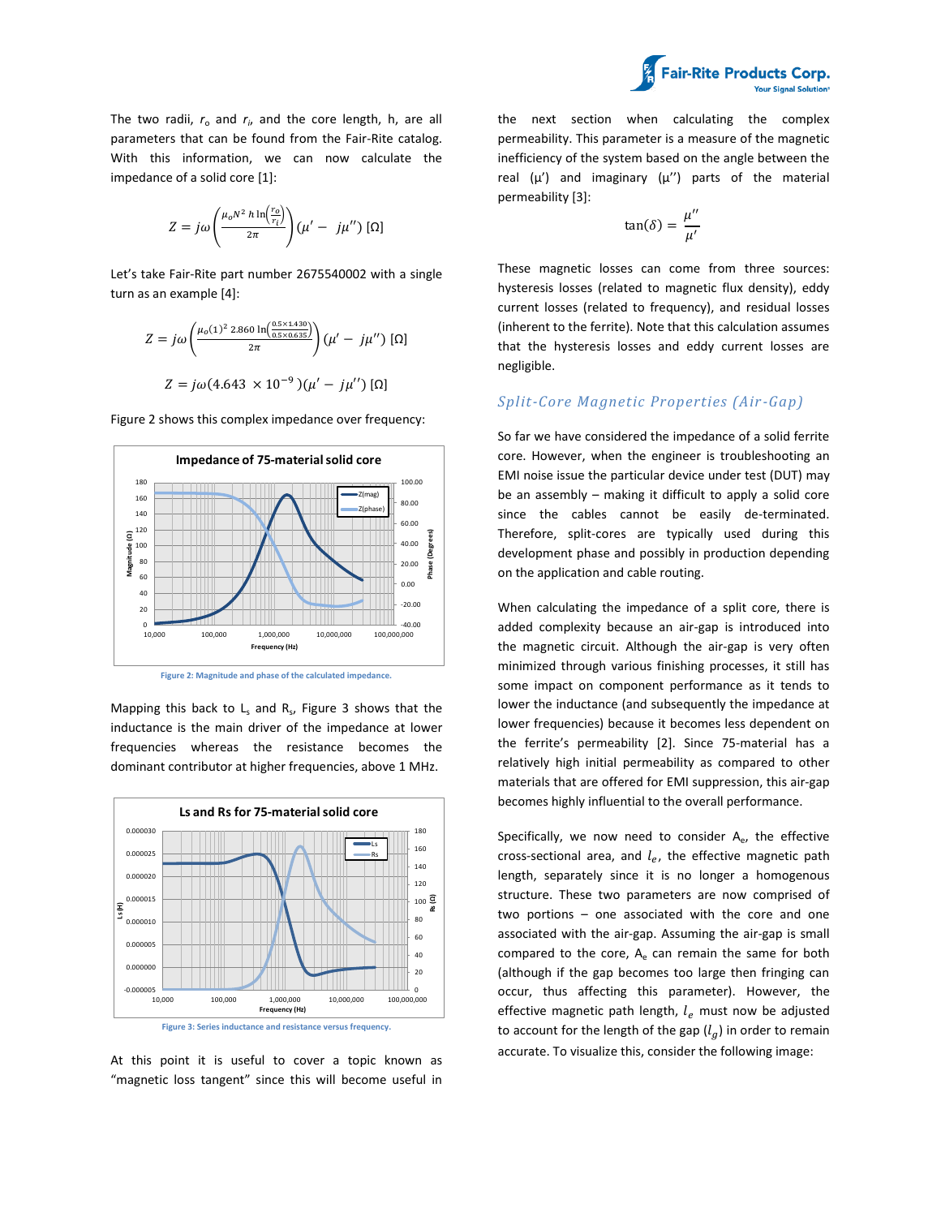The two radii, $r_o$ and $r_i$, and the core length, h, are all parameters that can be found from the Fair-Rite catalog. With this information, we can now calculate the impedance of a solid core [1]:

$$Z = j\omega\left(\frac{\mu_o N^2\, h \ln\left(\frac{r_o}{r_i}\right)}{2\pi}\right)(\mu' - j\mu'')\ [\Omega]$$

Let's take Fair-Rite part number 2675540002 with a single turn as an example [4]:

$$Z = j\omega\left(\frac{\mu_o (1)^2\, 2.860 \ln\left(\frac{0.5\times 1.430}{0.5\times 0.635}\right)}{2\pi}\right)(\mu' - j\mu'')\ [\Omega]$$

$$Z = j\omega(4.643\ \times 10^{-9})(\mu' - j\mu'')\ [\Omega]$$

Figure 2 shows this complex impedance over frequency:

Figure 2: Magnitude and phase of the calculated impedance.

Mapping this back to $L_s$ and $R_s$, Figure 3 shows that the inductance is the main driver of the impedance at lower frequencies whereas the resistance becomes the dominant contributor at higher frequencies, above 1 MHz.

Figure 3: Series inductance and resistance versus frequency.

At this point it is useful to cover a topic known as "magnetic loss tangent" since this will become useful in the next section when calculating the complex permeability. This parameter is a measure of the magnetic inefficiency of the system based on the angle between the real (μ') and imaginary (μ'') parts of the material permeability [3]:

$$\tan(\delta) = \frac{\mu''}{\mu'}$$

These magnetic losses can come from three sources: hysteresis losses (related to magnetic flux density), eddy current losses (related to frequency), and residual losses (inherent to the ferrite). Note that this calculation assumes that the hysteresis losses and eddy current losses are negligible.

## *Split-Core Magnetic Properties (Air-Gap)*

So far we have considered the impedance of a solid ferrite core. However, when the engineer is troubleshooting an EMI noise issue the particular device under test (DUT) may be an assembly – making it difficult to apply a solid core since the cables cannot be easily de-terminated. Therefore, split-cores are typically used during this development phase and possibly in production depending on the application and cable routing.

When calculating the impedance of a split core, there is added complexity because an air-gap is introduced into the magnetic circuit. Although the air-gap is very often minimized through various finishing processes, it still has some impact on component performance as it tends to lower the inductance (and subsequently the impedance at lower frequencies) because it becomes less dependent on the ferrite's permeability [2]. Since 75-material has a relatively high initial permeability as compared to other materials that are offered for EMI suppression, this air-gap becomes highly influential to the overall performance.

Specifically, we now need to consider $A_e$, the effective cross-sectional area, and $l_e$, the effective magnetic path length, separately since it is no longer a homogenous structure. These two parameters are now comprised of two portions – one associated with the core and one associated with the air-gap. Assuming the air-gap is small compared to the core, $A_e$ can remain the same for both (although if the gap becomes too large then fringing can occur, thus affecting this parameter). However, the effective magnetic path length, $l_e$ must now be adjusted to account for the length of the gap ($l_g$) in order to remain accurate. To visualize this, consider the following image: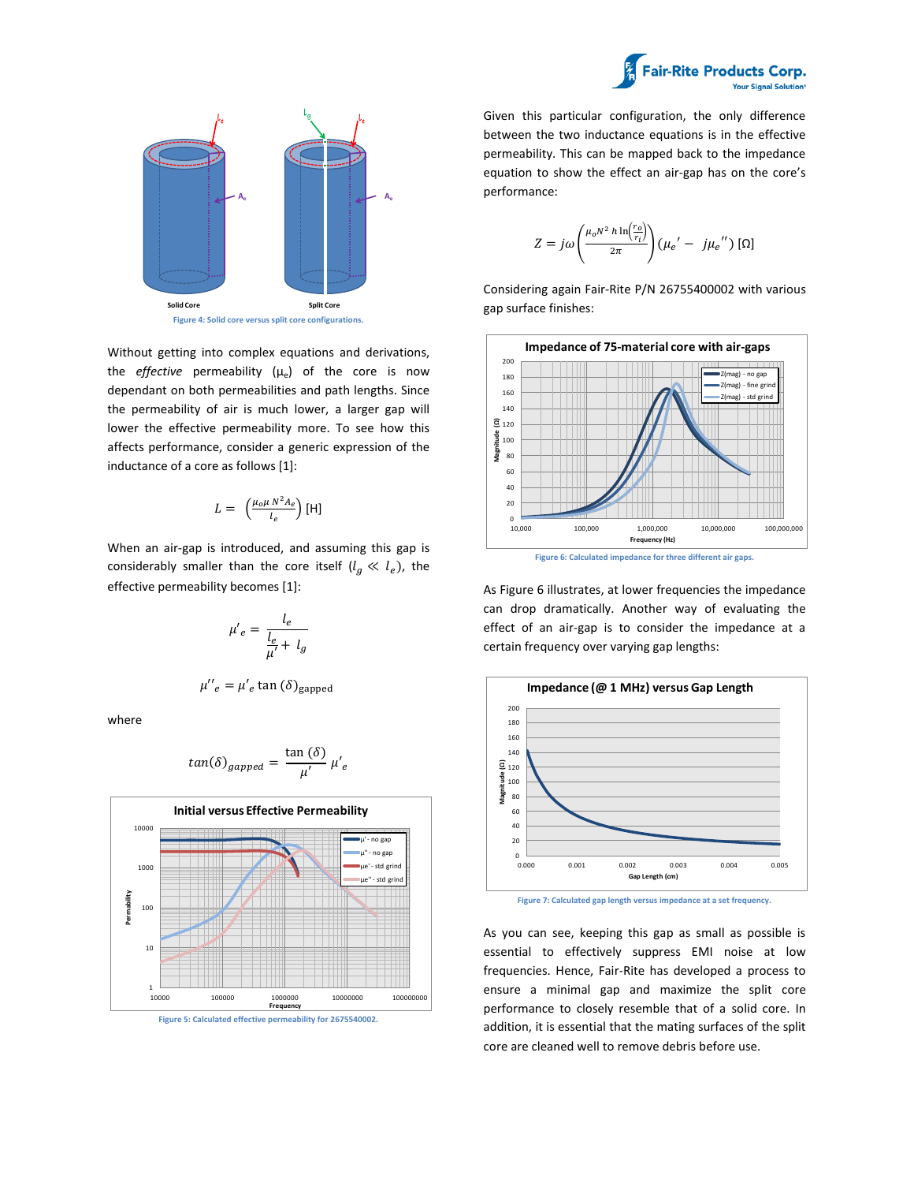Solid Core

Split Core

Figure 4: Solid core versus split core configurations.

Without getting into complex equations and derivations, the *effective* permeability ($\mu_e$) of the core is now dependant on both permeabilities and path lengths. Since the permeability of air is much lower, a larger gap will lower the effective permeability more. To see how this affects performance, consider a generic expression of the inductance of a core as follows [1]:

$$L = \left(\frac{\mu_o \mu\, N^2 A_e}{l_e}\right) \text{ [H]}$$

When an air-gap is introduced, and assuming this gap is considerably smaller than the core itself ($l_g \ll l_e$), the effective permeability becomes [1]:

$$\mu'_e = \frac{l_e}{\frac{l_e}{\mu'} + l_g}$$

$$\mu''_e = \mu'_e \tan(\delta)_{\text{gapped}}$$

where

$$tan(\delta)_{gapped} = \frac{\tan(\delta)}{\mu'} \mu'_e$$

Figure 5: Calculated effective permeability for 2675540002.

Given this particular configuration, the only difference between the two inductance equations is in the effective permeability. This can be mapped back to the impedance equation to show the effect an air-gap has on the core's performance:

$$Z = j\omega\left(\frac{\mu_o N^2\, h \ln\left(\frac{r_o}{r_i}\right)}{2\pi}\right)(\mu_e{}' - j\mu_e{}'')\ [\Omega]$$

Considering again Fair-Rite P/N 26755400002 with various gap surface finishes:

Figure 6: Calculated impedance for three different air gaps.

As Figure 6 illustrates, at lower frequencies the impedance can drop dramatically. Another way of evaluating the effect of an air-gap is to consider the impedance at a certain frequency over varying gap lengths:

Figure 7: Calculated gap length versus impedance at a set frequency.

As you can see, keeping this gap as small as possible is essential to effectively suppress EMI noise at low frequencies. Hence, Fair-Rite has developed a process to ensure a minimal gap and maximize the split core performance to closely resemble that of a solid core. In addition, it is essential that the mating surfaces of the split core are cleaned well to remove debris before use.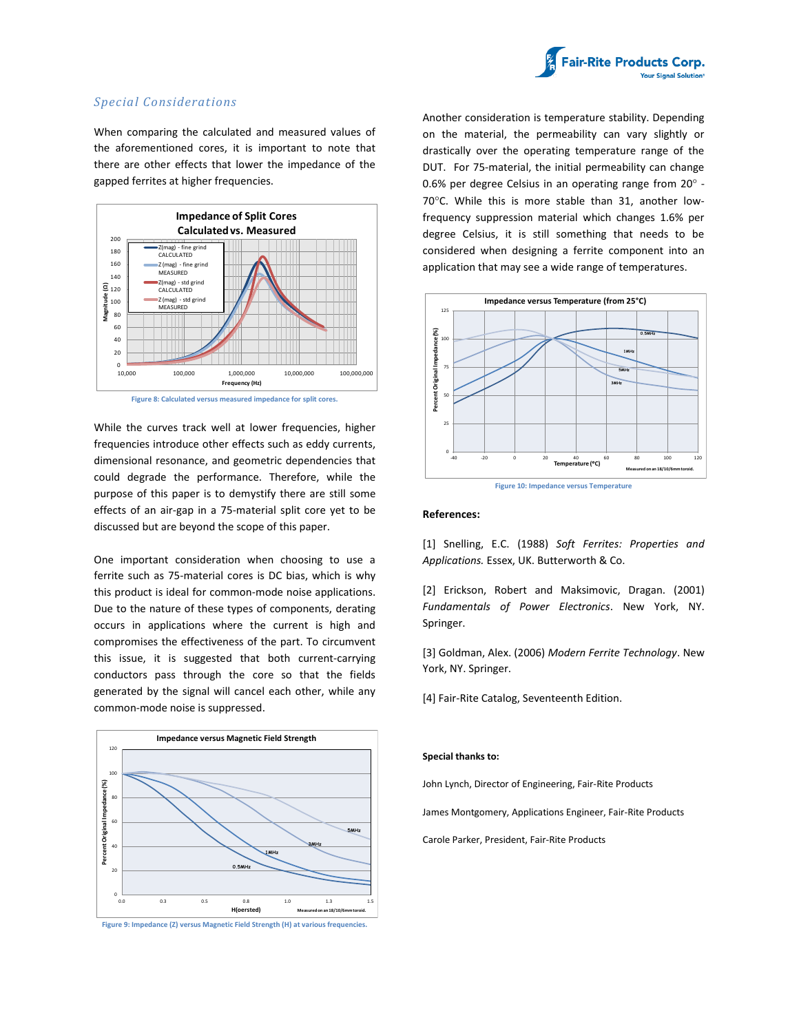## *Special Considerations*

When comparing the calculated and measured values of the aforementioned cores, it is important to note that there are other effects that lower the impedance of the gapped ferrites at higher frequencies.

Impedance of Split Cores
Calculated vs. Measured

Z(mag) - fine grind CALCULATED
Z(mag) - fine grind MEASURED
Z(mag) - std grind CALCULATED
Z(mag) - std grind MEASURED

Magnitude (Ω)
200
180
160
140
120
100
80
60
40
20
0
10,000
100,000
1,000,000
10,000,000
100,000,000
Frequency (Hz)

Figure 8: Calculated versus measured impedance for split cores.

While the curves track well at lower frequencies, higher frequencies introduce other effects such as eddy currents, dimensional resonance, and geometric dependencies that could degrade the performance. Therefore, while the purpose of this paper is to demystify there are still some effects of an air-gap in a 75-material split core yet to be discussed but are beyond the scope of this paper.

One important consideration when choosing to use a ferrite such as 75-material cores is DC bias, which is why this product is ideal for common-mode noise applications. Due to the nature of these types of components, derating occurs in applications where the current is high and compromises the effectiveness of the part. To circumvent this issue, it is suggested that both current-carrying conductors pass through the core so that the fields generated by the signal will cancel each other, while any common-mode noise is suppressed.

Impedance versus Magnetic Field Strength

Percent Original Impedance (%)
120
100
80
60
40
20
0
0.0
0.3
0.5
0.8
1.0
1.3
1.5
H(oersted)
Measured on an 18/10/6mm toroid.
5MHz
3MHz
1MHz
0.5MHz

Figure 9: Impedance (Z) versus Magnetic Field Strength (H) at various frequencies.

Another consideration is temperature stability. Depending on the material, the permeability can vary slightly or drastically over the operating temperature range of the DUT. For 75-material, the initial permeability can change 0.6% per degree Celsius in an operating range from 20° - 70°C. While this is more stable than 31, another low-frequency suppression material which changes 1.6% per degree Celsius, it is still something that needs to be considered when designing a ferrite component into an application that may see a wide range of temperatures.

Impedance versus Temperature (from 25°C)

Percent Original Impedance (%)
125
100
75
50
25
0
-40
-20
0
20
40
60
80
100
120
Temperature (°C)
Measured on an 18/10/6mm toroid.
0.5MHz
1MHz
5MHz
3MHz

Figure 10: Impedance versus Temperature

**References:**

[1] Snelling, E.C. (1988) *Soft Ferrites: Properties and Applications.* Essex, UK. Butterworth & Co.

[2] Erickson, Robert and Maksimovic, Dragan. (2001) *Fundamentals of Power Electronics*. New York, NY. Springer.

[3] Goldman, Alex. (2006) *Modern Ferrite Technology*. New York, NY. Springer.

[4] Fair-Rite Catalog, Seventeenth Edition.

**Special thanks to:**

John Lynch, Director of Engineering, Fair-Rite Products

James Montgomery, Applications Engineer, Fair-Rite Products

Carole Parker, President, Fair-Rite Products